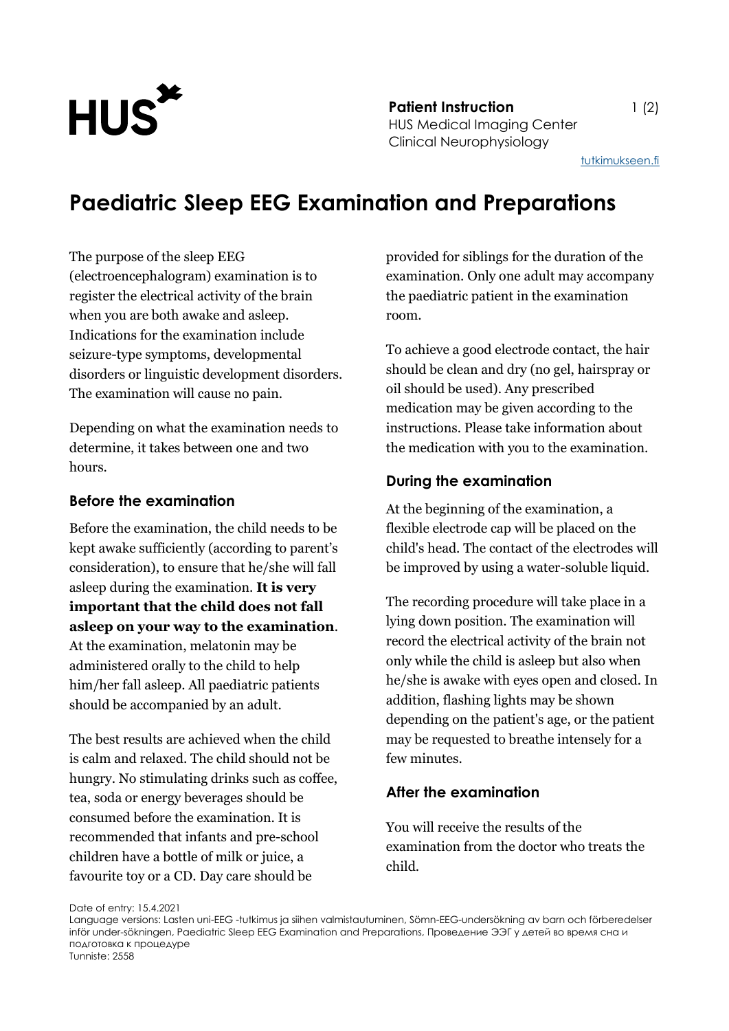**Patient Instruction**
HUS Medical Imaging Center
Clinical Neurophysiology

tutkimukseen.fi

# Paediatric Sleep EEG Examination and Preparations

The purpose of the sleep EEG (electroencephalogram) examination is to register the electrical activity of the brain when you are both awake and asleep. Indications for the examination include seizure-type symptoms, developmental disorders or linguistic development disorders. The examination will cause no pain.

Depending on what the examination needs to determine, it takes between one and two hours.

## Before the examination

Before the examination, the child needs to be kept awake sufficiently (according to parent's consideration), to ensure that he/she will fall asleep during the examination. **It is very important that the child does not fall asleep on your way to the examination**. At the examination, melatonin may be administered orally to the child to help him/her fall asleep. All paediatric patients should be accompanied by an adult.

The best results are achieved when the child is calm and relaxed. The child should not be hungry. No stimulating drinks such as coffee, tea, soda or energy beverages should be consumed before the examination. It is recommended that infants and pre-school children have a bottle of milk or juice, a favourite toy or a CD. Day care should be provided for siblings for the duration of the examination. Only one adult may accompany the paediatric patient in the examination room.

To achieve a good electrode contact, the hair should be clean and dry (no gel, hairspray or oil should be used). Any prescribed medication may be given according to the instructions. Please take information about the medication with you to the examination.

## During the examination

At the beginning of the examination, a flexible electrode cap will be placed on the child's head. The contact of the electrodes will be improved by using a water-soluble liquid.

The recording procedure will take place in a lying down position. The examination will record the electrical activity of the brain not only while the child is asleep but also when he/she is awake with eyes open and closed. In addition, flashing lights may be shown depending on the patient's age, or the patient may be requested to breathe intensely for a few minutes.

## After the examination

You will receive the results of the examination from the doctor who treats the child.

Date of entry: 15.4.2021
Language versions: Lasten uni-EEG -tutkimus ja siihen valmistautuminen, Sömn-EEG-undersökning av barn och förberedelser inför under-sökningen, Paediatric Sleep EEG Examination and Preparations, Проведение ЭЭГ у детей во время сна и подготовка к процедуре
Tunniste: 2558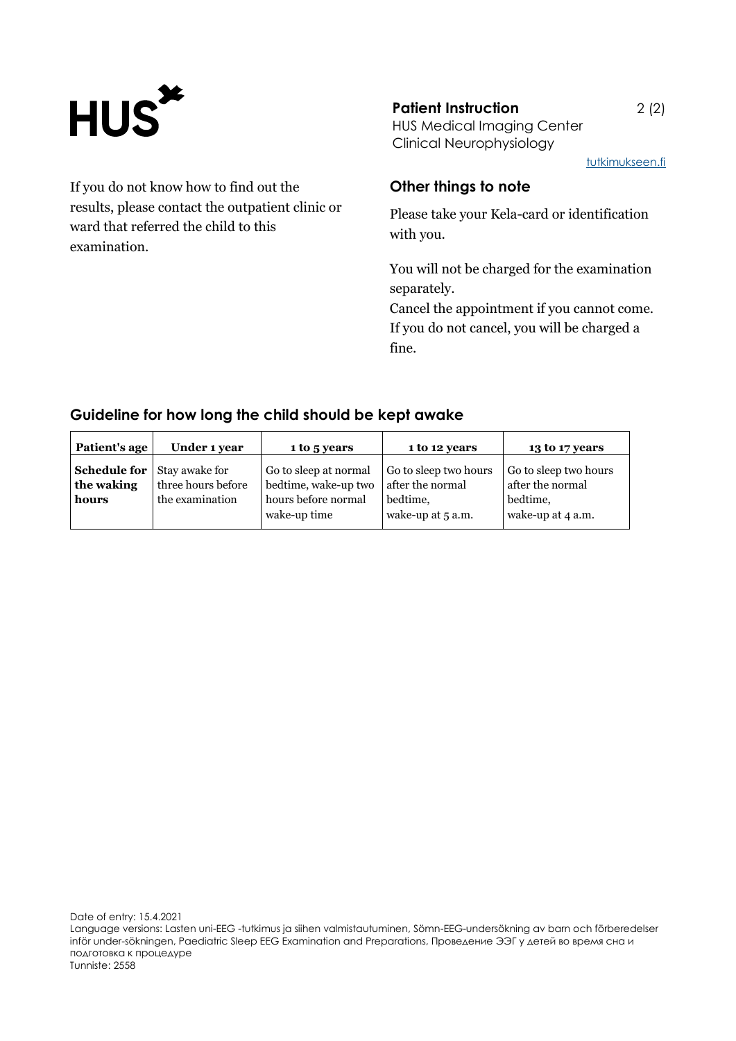If you do not know how to find out the results, please contact the outpatient clinic or ward that referred the child to this examination.

## Other things to note

Please take your Kela-card or identification with you.

You will not be charged for the examination separately.
Cancel the appointment if you cannot come. If you do not cancel, you will be charged a fine.

## Guideline for how long the child should be kept awake

| Patient's age | Under 1 year | 1 to 5 years | 1 to 12 years | 13 to 17 years |
|---|---|---|---|---|
| **Schedule for the waking hours** | Stay awake for three hours before the examination | Go to sleep at normal bedtime, wake-up two hours before normal wake-up time | Go to sleep two hours after the normal bedtime, wake-up at 5 a.m. | Go to sleep two hours after the normal bedtime, wake-up at 4 a.m. |

Date of entry: 15.4.2021
Language versions: Lasten uni-EEG -tutkimus ja siihen valmistautuminen, Sömn-EEG-undersökning av barn och förberedelser inför under-sökningen, Paediatric Sleep EEG Examination and Preparations, Проведение ЭЭГ у детей во время сна и подготовка к процедуре
Tunniste: 2558